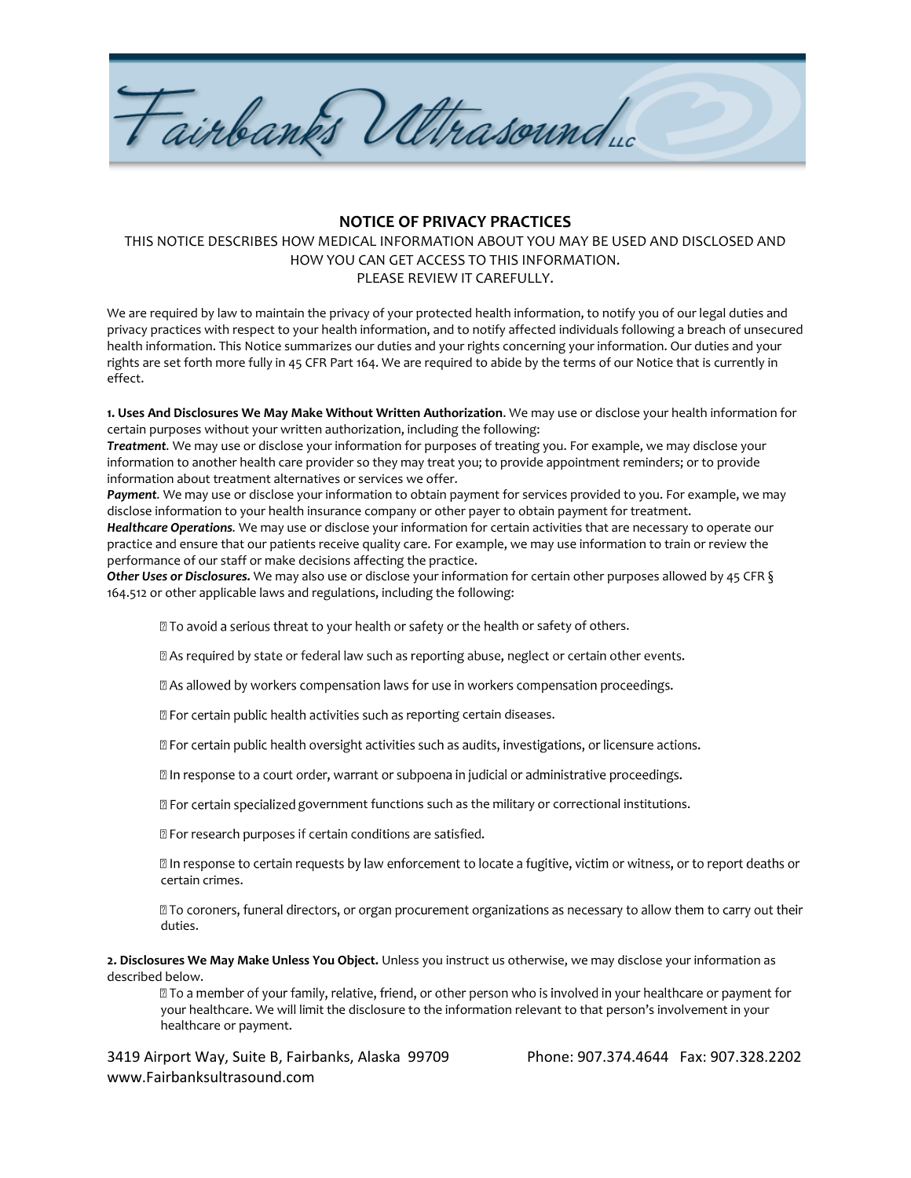Fairbanks Ultrasound LLC

## NOTICE OF PRIVACY PRACTICES

THIS NOTICE DESCRIBES HOW MEDICAL INFORMATION ABOUT YOU MAY BE USED AND DISCLOSED AND HOW YOU CAN GET ACCESS TO THIS INFORMATION.
PLEASE REVIEW IT CAREFULLY.

We are required by law to maintain the privacy of your protected health information, to notify you of our legal duties and privacy practices with respect to your health information, and to notify affected individuals following a breach of unsecured health information. This Notice summarizes our duties and your rights concerning your information. Our duties and your rights are set forth more fully in 45 CFR Part 164. We are required to abide by the terms of our Notice that is currently in effect.

**1. Uses And Disclosures We May Make Without Written Authorization**. We may use or disclose your health information for certain purposes without your written authorization, including the following:

***Treatment.*** We may use or disclose your information for purposes of treating you. For example, we may disclose your information to another health care provider so they may treat you; to provide appointment reminders; or to provide information about treatment alternatives or services we offer.

***Payment.*** We may use or disclose your information to obtain payment for services provided to you. For example, we may disclose information to your health insurance company or other payer to obtain payment for treatment.

***Healthcare Operations.*** We may use or disclose your information for certain activities that are necessary to operate our practice and ensure that our patients receive quality care. For example, we may use information to train or review the performance of our staff or make decisions affecting the practice.

***Other Uses or Disclosures.*** We may also use or disclose your information for certain other purposes allowed by 45 CFR § 164.512 or other applicable laws and regulations, including the following:

- To avoid a serious threat to your health or safety or the health or safety of others.
- As required by state or federal law such as reporting abuse, neglect or certain other events.
- As allowed by workers compensation laws for use in workers compensation proceedings.
- For certain public health activities such as reporting certain diseases.
- For certain public health oversight activities such as audits, investigations, or licensure actions.
- In response to a court order, warrant or subpoena in judicial or administrative proceedings.
- For certain specialized government functions such as the military or correctional institutions.
- For research purposes if certain conditions are satisfied.
- In response to certain requests by law enforcement to locate a fugitive, victim or witness, or to report deaths or certain crimes.
- To coroners, funeral directors, or organ procurement organizations as necessary to allow them to carry out their duties.

**2. Disclosures We May Make Unless You Object.** Unless you instruct us otherwise, we may disclose your information as described below.

- To a member of your family, relative, friend, or other person who is involved in your healthcare or payment for your healthcare. We will limit the disclosure to the information relevant to that person's involvement in your healthcare or payment.

3419 Airport Way, Suite B, Fairbanks, Alaska 99709 Phone: 907.374.4644 Fax: 907.328.2202
www.Fairbanksultrasound.com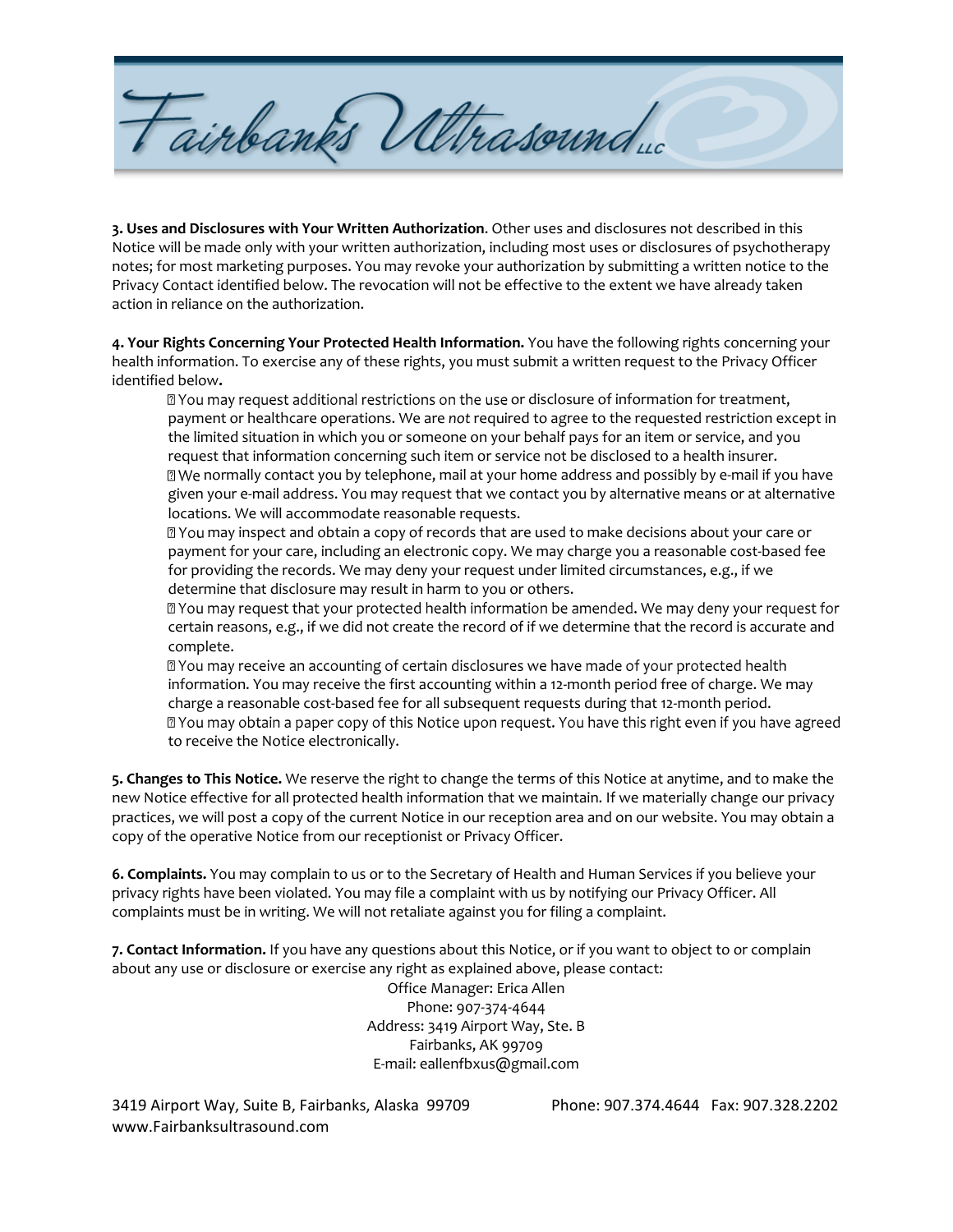**3. Uses and Disclosures with Your Written Authorization**. Other uses and disclosures not described in this Notice will be made only with your written authorization, including most uses or disclosures of psychotherapy notes; for most marketing purposes. You may revoke your authorization by submitting a written notice to the Privacy Contact identified below. The revocation will not be effective to the extent we have already taken action in reliance on the authorization.

**4. Your Rights Concerning Your Protected Health Information.** You have the following rights concerning your health information. To exercise any of these rights, you must submit a written request to the Privacy Officer identified below**.**

- You may request additional restrictions on the use or disclosure of information for treatment, payment or healthcare operations. We are *not* required to agree to the requested restriction except in the limited situation in which you or someone on your behalf pays for an item or service, and you request that information concerning such item or service not be disclosed to a health insurer.
- We normally contact you by telephone, mail at your home address and possibly by e-mail if you have given your e-mail address. You may request that we contact you by alternative means or at alternative locations. We will accommodate reasonable requests.
- You may inspect and obtain a copy of records that are used to make decisions about your care or payment for your care, including an electronic copy. We may charge you a reasonable cost-based fee for providing the records. We may deny your request under limited circumstances, e.g., if we determine that disclosure may result in harm to you or others.
- You may request that your protected health information be amended. We may deny your request for certain reasons, e.g., if we did not create the record of if we determine that the record is accurate and complete.
- You may receive an accounting of certain disclosures we have made of your protected health information. You may receive the first accounting within a 12-month period free of charge. We may charge a reasonable cost-based fee for all subsequent requests during that 12-month period.
- You may obtain a paper copy of this Notice upon request. You have this right even if you have agreed to receive the Notice electronically.

**5. Changes to This Notice.** We reserve the right to change the terms of this Notice at anytime, and to make the new Notice effective for all protected health information that we maintain. If we materially change our privacy practices, we will post a copy of the current Notice in our reception area and on our website. You may obtain a copy of the operative Notice from our receptionist or Privacy Officer.

**6. Complaints.** You may complain to us or to the Secretary of Health and Human Services if you believe your privacy rights have been violated. You may file a complaint with us by notifying our Privacy Officer. All complaints must be in writing. We will not retaliate against you for filing a complaint.

**7. Contact Information.** If you have any questions about this Notice, or if you want to object to or complain about any use or disclosure or exercise any right as explained above, please contact:

Office Manager: Erica Allen
Phone: 907-374-4644
Address: 3419 Airport Way, Ste. B
Fairbanks, AK 99709
E-mail: eallenfbxus@gmail.com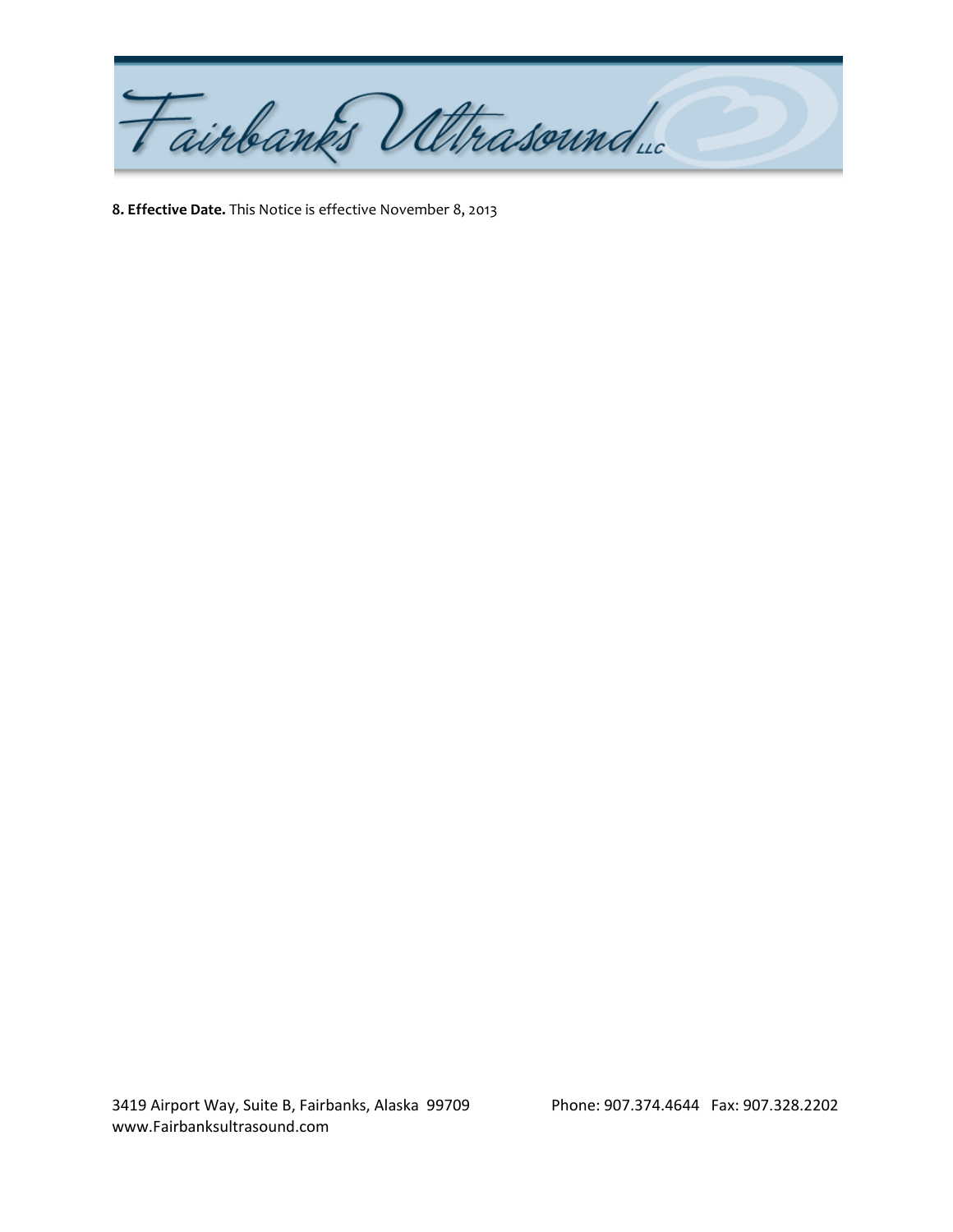**8. Effective Date.** This Notice is effective November 8, 2013